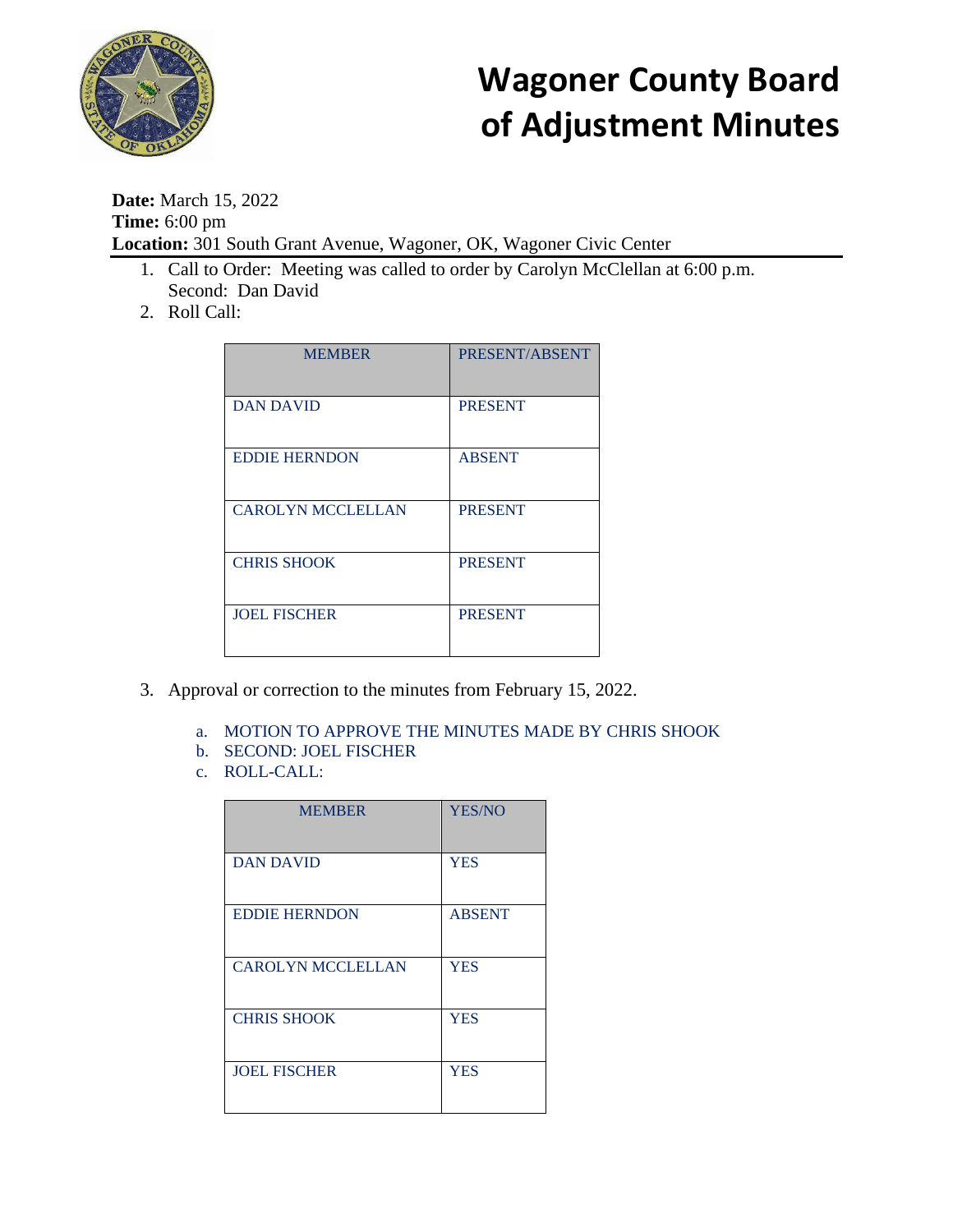# Wagoner County Board of Adjustment Minutes

**Date:** March 15, 2022
**Time:** 6:00 pm
**Location:** 301 South Grant Avenue, Wagoner, OK, Wagoner Civic Center

1. Call to Order: Meeting was called to order by Carolyn McClellan at 6:00 p.m. Second: Dan David
2. Roll Call:

| MEMBER | PRESENT/ABSENT |
|---|---|
| DAN DAVID | PRESENT |
| EDDIE HERNDON | ABSENT |
| CAROLYN MCCLELLAN | PRESENT |
| CHRIS SHOOK | PRESENT |
| JOEL FISCHER | PRESENT |

3. Approval or correction to the minutes from February 15, 2022.

    a. MOTION TO APPROVE THE MINUTES MADE BY CHRIS SHOOK
    b. SECOND: JOEL FISCHER
    c. ROLL-CALL:

| MEMBER | YES/NO |
|---|---|
| DAN DAVID | YES |
| EDDIE HERNDON | ABSENT |
| CAROLYN MCCLELLAN | YES |
| CHRIS SHOOK | YES |
| JOEL FISCHER | YES |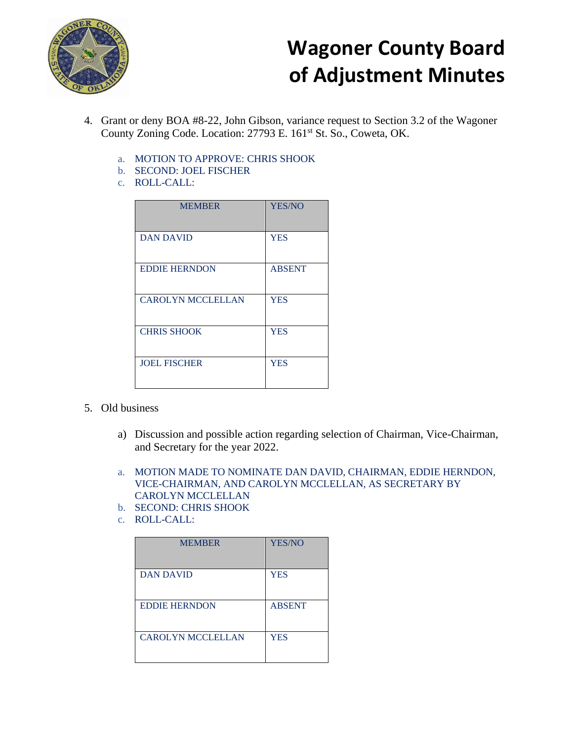# Wagoner County Board of Adjustment Minutes

4. Grant or deny BOA #8-22, John Gibson, variance request to Section 3.2 of the Wagoner County Zoning Code. Location: 27793 E. 161st St. So., Coweta, OK.

   a. MOTION TO APPROVE: CHRIS SHOOK
   b. SECOND: JOEL FISCHER
   c. ROLL-CALL:

| MEMBER | YES/NO |
|---|---|
| DAN DAVID | YES |
| EDDIE HERNDON | ABSENT |
| CAROLYN MCCLELLAN | YES |
| CHRIS SHOOK | YES |
| JOEL FISCHER | YES |

5. Old business

   a) Discussion and possible action regarding selection of Chairman, Vice-Chairman, and Secretary for the year 2022.

   a. MOTION MADE TO NOMINATE DAN DAVID, CHAIRMAN, EDDIE HERNDON, VICE-CHAIRMAN, AND CAROLYN MCCLELLAN, AS SECRETARY BY CAROLYN MCCLELLAN
   b. SECOND: CHRIS SHOOK
   c. ROLL-CALL:

| MEMBER | YES/NO |
|---|---|
| DAN DAVID | YES |
| EDDIE HERNDON | ABSENT |
| CAROLYN MCCLELLAN | YES |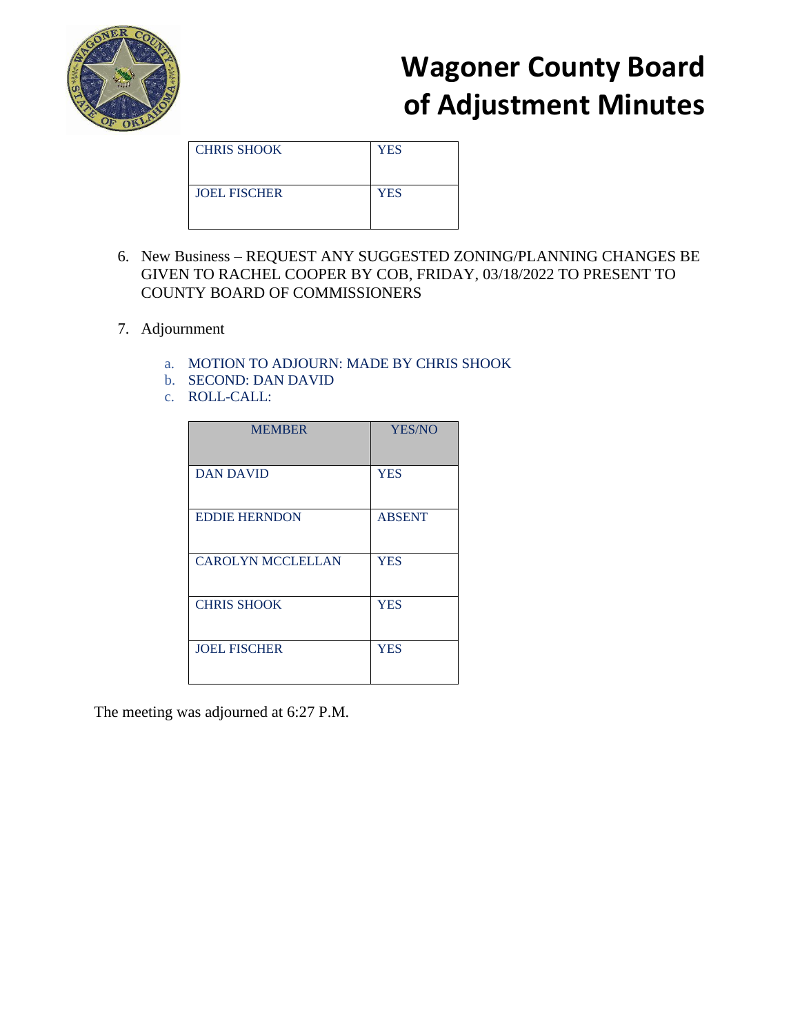| | |
|---|---|
| CHRIS SHOOK | YES |
| JOEL FISCHER | YES |

6. New Business – REQUEST ANY SUGGESTED ZONING/PLANNING CHANGES BE GIVEN TO RACHEL COOPER BY COB, FRIDAY, 03/18/2022 TO PRESENT TO COUNTY BOARD OF COMMISSIONERS

7. Adjournment

   a. MOTION TO ADJOURN: MADE BY CHRIS SHOOK
   b. SECOND: DAN DAVID
   c. ROLL-CALL:

| MEMBER | YES/NO |
|---|---|
| DAN DAVID | YES |
| EDDIE HERNDON | ABSENT |
| CAROLYN MCCLELLAN | YES |
| CHRIS SHOOK | YES |
| JOEL FISCHER | YES |

The meeting was adjourned at 6:27 P.M.